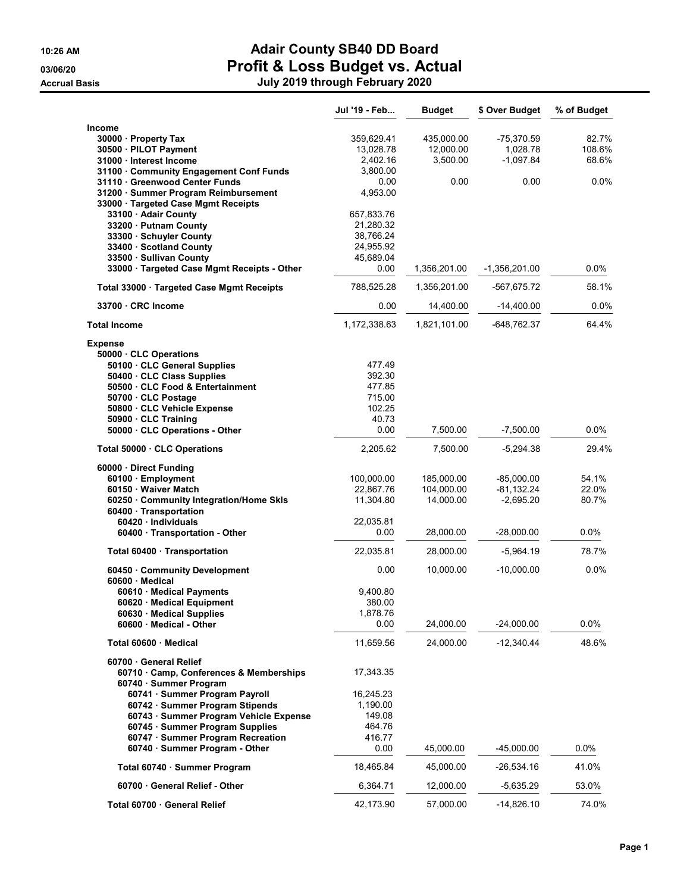10:26 AM
03/06/20
Accrual Basis

# Adair County SB40 DD Board
## Profit & Loss Budget vs. Actual
### July 2019 through February 2020

| | Jul '19 - Feb... | Budget | $ Over Budget | % of Budget |
|---|---|---|---|---|
| **Income** | | | | |
| 30000 · Property Tax | 359,629.41 | 435,000.00 | -75,370.59 | 82.7% |
| 30500 · PILOT Payment | 13,028.78 | 12,000.00 | 1,028.78 | 108.6% |
| 31000 · Interest Income | 2,402.16 | 3,500.00 | -1,097.84 | 68.6% |
| 31100 · Community Engagement Conf Funds | 3,800.00 | | | |
| 31110 · Greenwood Center Funds | 0.00 | 0.00 | 0.00 | 0.0% |
| 31200 · Summer Program Reimbursement | 4,953.00 | | | |
| 33000 · Targeted Case Mgmt Receipts | | | | |
| 33100 · Adair County | 657,833.76 | | | |
| 33200 · Putnam County | 21,280.32 | | | |
| 33300 · Schuyler County | 38,766.24 | | | |
| 33400 · Scotland County | 24,955.92 | | | |
| 33500 · Sullivan County | 45,689.04 | | | |
| 33000 · Targeted Case Mgmt Receipts - Other | 0.00 | 1,356,201.00 | -1,356,201.00 | 0.0% |
| Total 33000 · Targeted Case Mgmt Receipts | 788,525.28 | 1,356,201.00 | -567,675.72 | 58.1% |
| 33700 · CRC Income | 0.00 | 14,400.00 | -14,400.00 | 0.0% |
| **Total Income** | 1,172,338.63 | 1,821,101.00 | -648,762.37 | 64.4% |
| **Expense** | | | | |
| 50000 · CLC Operations | | | | |
| 50100 · CLC General Supplies | 477.49 | | | |
| 50400 · CLC Class Supplies | 392.30 | | | |
| 50500 · CLC Food & Entertainment | 477.85 | | | |
| 50700 · CLC Postage | 715.00 | | | |
| 50800 · CLC Vehicle Expense | 102.25 | | | |
| 50900 · CLC Training | 40.73 | | | |
| 50000 · CLC Operations - Other | 0.00 | 7,500.00 | -7,500.00 | 0.0% |
| Total 50000 · CLC Operations | 2,205.62 | 7,500.00 | -5,294.38 | 29.4% |
| 60000 · Direct Funding | | | | |
| 60100 · Employment | 100,000.00 | 185,000.00 | -85,000.00 | 54.1% |
| 60150 · Waiver Match | 22,867.76 | 104,000.00 | -81,132.24 | 22.0% |
| 60250 · Community Integration/Home Skls | 11,304.80 | 14,000.00 | -2,695.20 | 80.7% |
| 60400 · Transportation | | | | |
| 60420 · Individuals | 22,035.81 | | | |
| 60400 · Transportation - Other | 0.00 | 28,000.00 | -28,000.00 | 0.0% |
| Total 60400 · Transportation | 22,035.81 | 28,000.00 | -5,964.19 | 78.7% |
| 60450 · Community Development | 0.00 | 10,000.00 | -10,000.00 | 0.0% |
| 60600 · Medical | | | | |
| 60610 · Medical Payments | 9,400.80 | | | |
| 60620 · Medical Equipment | 380.00 | | | |
| 60630 · Medical Supplies | 1,878.76 | | | |
| 60600 · Medical - Other | 0.00 | 24,000.00 | -24,000.00 | 0.0% |
| Total 60600 · Medical | 11,659.56 | 24,000.00 | -12,340.44 | 48.6% |
| 60700 · General Relief | | | | |
| 60710 · Camp, Conferences & Memberships | 17,343.35 | | | |
| 60740 · Summer Program | | | | |
| 60741 · Summer Program Payroll | 16,245.23 | | | |
| 60742 · Summer Program Stipends | 1,190.00 | | | |
| 60743 · Summer Program Vehicle Expense | 149.08 | | | |
| 60745 · Summer Program Supplies | 464.76 | | | |
| 60747 · Summer Program Recreation | 416.77 | | | |
| 60740 · Summer Program - Other | 0.00 | 45,000.00 | -45,000.00 | 0.0% |
| Total 60740 · Summer Program | 18,465.84 | 45,000.00 | -26,534.16 | 41.0% |
| 60700 · General Relief - Other | 6,364.71 | 12,000.00 | -5,635.29 | 53.0% |
| Total 60700 · General Relief | 42,173.90 | 57,000.00 | -14,826.10 | 74.0% |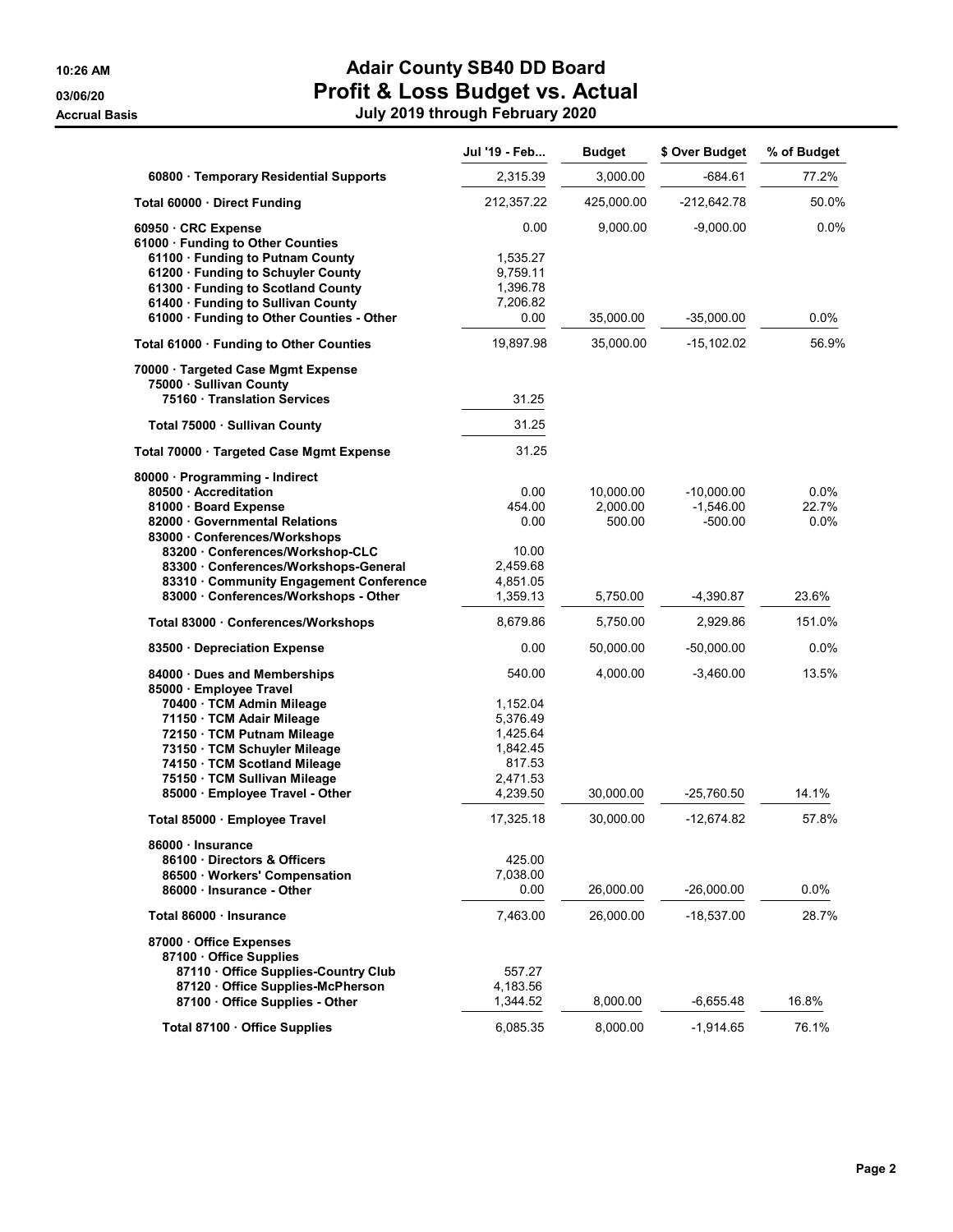# Adair County SB40 DD Board

## Profit & Loss Budget vs. Actual

### July 2019 through February 2020

10:26 AM
03/06/20
Accrual Basis

| | Jul '19 - Feb... | Budget | $ Over Budget | % of Budget |
|---|---|---|---|---|
| 60800 · Temporary Residential Supports | 2,315.39 | 3,000.00 | -684.61 | 77.2% |
| **Total 60000 · Direct Funding** | 212,357.22 | 425,000.00 | -212,642.78 | 50.0% |
| 60950 · CRC Expense | 0.00 | 9,000.00 | -9,000.00 | 0.0% |
| 61000 · Funding to Other Counties | | | | |
| 61100 · Funding to Putnam County | 1,535.27 | | | |
| 61200 · Funding to Schuyler County | 9,759.11 | | | |
| 61300 · Funding to Scotland County | 1,396.78 | | | |
| 61400 · Funding to Sullivan County | 7,206.82 | | | |
| 61000 · Funding to Other Counties - Other | 0.00 | 35,000.00 | -35,000.00 | 0.0% |
| **Total 61000 · Funding to Other Counties** | 19,897.98 | 35,000.00 | -15,102.02 | 56.9% |
| 70000 · Targeted Case Mgmt Expense | | | | |
| 75000 · Sullivan County | | | | |
| 75160 · Translation Services | 31.25 | | | |
| **Total 75000 · Sullivan County** | 31.25 | | | |
| **Total 70000 · Targeted Case Mgmt Expense** | 31.25 | | | |
| 80000 · Programming - Indirect | | | | |
| 80500 · Accreditation | 0.00 | 10,000.00 | -10,000.00 | 0.0% |
| 81000 · Board Expense | 454.00 | 2,000.00 | -1,546.00 | 22.7% |
| 82000 · Governmental Relations | 0.00 | 500.00 | -500.00 | 0.0% |
| 83000 · Conferences/Workshops | | | | |
| 83200 · Conferences/Workshop-CLC | 10.00 | | | |
| 83300 · Conferences/Workshops-General | 2,459.68 | | | |
| 83310 · Community Engagement Conference | 4,851.05 | | | |
| 83000 · Conferences/Workshops - Other | 1,359.13 | 5,750.00 | -4,390.87 | 23.6% |
| **Total 83000 · Conferences/Workshops** | 8,679.86 | 5,750.00 | 2,929.86 | 151.0% |
| 83500 · Depreciation Expense | 0.00 | 50,000.00 | -50,000.00 | 0.0% |
| 84000 · Dues and Memberships | 540.00 | 4,000.00 | -3,460.00 | 13.5% |
| 85000 · Employee Travel | | | | |
| 70400 · TCM Admin Mileage | 1,152.04 | | | |
| 71150 · TCM Adair Mileage | 5,376.49 | | | |
| 72150 · TCM Putnam Mileage | 1,425.64 | | | |
| 73150 · TCM Schuyler Mileage | 1,842.45 | | | |
| 74150 · TCM Scotland Mileage | 817.53 | | | |
| 75150 · TCM Sullivan Mileage | 2,471.53 | | | |
| 85000 · Employee Travel - Other | 4,239.50 | 30,000.00 | -25,760.50 | 14.1% |
| **Total 85000 · Employee Travel** | 17,325.18 | 30,000.00 | -12,674.82 | 57.8% |
| 86000 · Insurance | | | | |
| 86100 · Directors & Officers | 425.00 | | | |
| 86500 · Workers' Compensation | 7,038.00 | | | |
| 86000 · Insurance - Other | 0.00 | 26,000.00 | -26,000.00 | 0.0% |
| **Total 86000 · Insurance** | 7,463.00 | 26,000.00 | -18,537.00 | 28.7% |
| 87000 · Office Expenses | | | | |
| 87100 · Office Supplies | | | | |
| 87110 · Office Supplies-Country Club | 557.27 | | | |
| 87120 · Office Supplies-McPherson | 4,183.56 | | | |
| 87100 · Office Supplies - Other | 1,344.52 | 8,000.00 | -6,655.48 | 16.8% |
| **Total 87100 · Office Supplies** | 6,085.35 | 8,000.00 | -1,914.65 | 76.1% |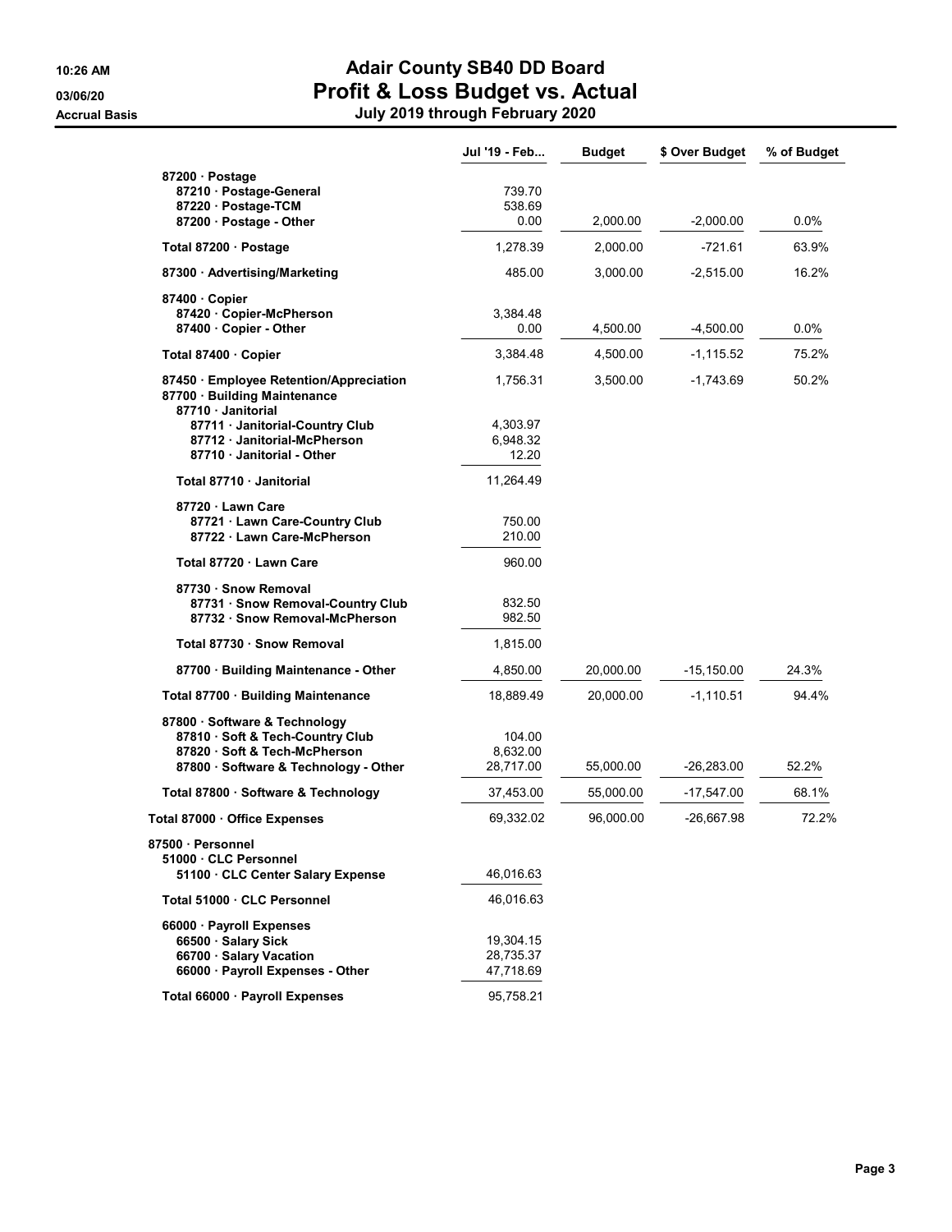# Adair County SB40 DD Board

## Profit & Loss Budget vs. Actual

**July 2019 through February 2020**

10:26 AM
03/06/20
Accrual Basis

| | Jul '19 - Feb... | Budget | $ Over Budget | % of Budget |
|---|---|---|---|---|
| 87200 · Postage | | | | |
| 87210 · Postage-General | 739.70 | | | |
| 87220 · Postage-TCM | 538.69 | | | |
| 87200 · Postage - Other | 0.00 | 2,000.00 | -2,000.00 | 0.0% |
| **Total 87200 · Postage** | 1,278.39 | 2,000.00 | -721.61 | 63.9% |
| 87300 · Advertising/Marketing | 485.00 | 3,000.00 | -2,515.00 | 16.2% |
| 87400 · Copier | | | | |
| 87420 · Copier-McPherson | 3,384.48 | | | |
| 87400 · Copier - Other | 0.00 | 4,500.00 | -4,500.00 | 0.0% |
| **Total 87400 · Copier** | 3,384.48 | 4,500.00 | -1,115.52 | 75.2% |
| 87450 · Employee Retention/Appreciation | 1,756.31 | 3,500.00 | -1,743.69 | 50.2% |
| 87700 · Building Maintenance | | | | |
| 87710 · Janitorial | | | | |
| 87711 · Janitorial-Country Club | 4,303.97 | | | |
| 87712 · Janitorial-McPherson | 6,948.32 | | | |
| 87710 · Janitorial - Other | 12.20 | | | |
| **Total 87710 · Janitorial** | 11,264.49 | | | |
| 87720 · Lawn Care | | | | |
| 87721 · Lawn Care-Country Club | 750.00 | | | |
| 87722 · Lawn Care-McPherson | 210.00 | | | |
| **Total 87720 · Lawn Care** | 960.00 | | | |
| 87730 · Snow Removal | | | | |
| 87731 · Snow Removal-Country Club | 832.50 | | | |
| 87732 · Snow Removal-McPherson | 982.50 | | | |
| **Total 87730 · Snow Removal** | 1,815.00 | | | |
| 87700 · Building Maintenance - Other | 4,850.00 | 20,000.00 | -15,150.00 | 24.3% |
| **Total 87700 · Building Maintenance** | 18,889.49 | 20,000.00 | -1,110.51 | 94.4% |
| 87800 · Software & Technology | | | | |
| 87810 · Soft & Tech-Country Club | 104.00 | | | |
| 87820 · Soft & Tech-McPherson | 8,632.00 | | | |
| 87800 · Software & Technology - Other | 28,717.00 | 55,000.00 | -26,283.00 | 52.2% |
| **Total 87800 · Software & Technology** | 37,453.00 | 55,000.00 | -17,547.00 | 68.1% |
| **Total 87000 · Office Expenses** | 69,332.02 | 96,000.00 | -26,667.98 | 72.2% |
| 87500 · Personnel | | | | |
| 51000 · CLC Personnel | | | | |
| 51100 · CLC Center Salary Expense | 46,016.63 | | | |
| **Total 51000 · CLC Personnel** | 46,016.63 | | | |
| 66000 · Payroll Expenses | | | | |
| 66500 · Salary Sick | 19,304.15 | | | |
| 66700 · Salary Vacation | 28,735.37 | | | |
| 66000 · Payroll Expenses - Other | 47,718.69 | | | |
| **Total 66000 · Payroll Expenses** | 95,758.21 | | | |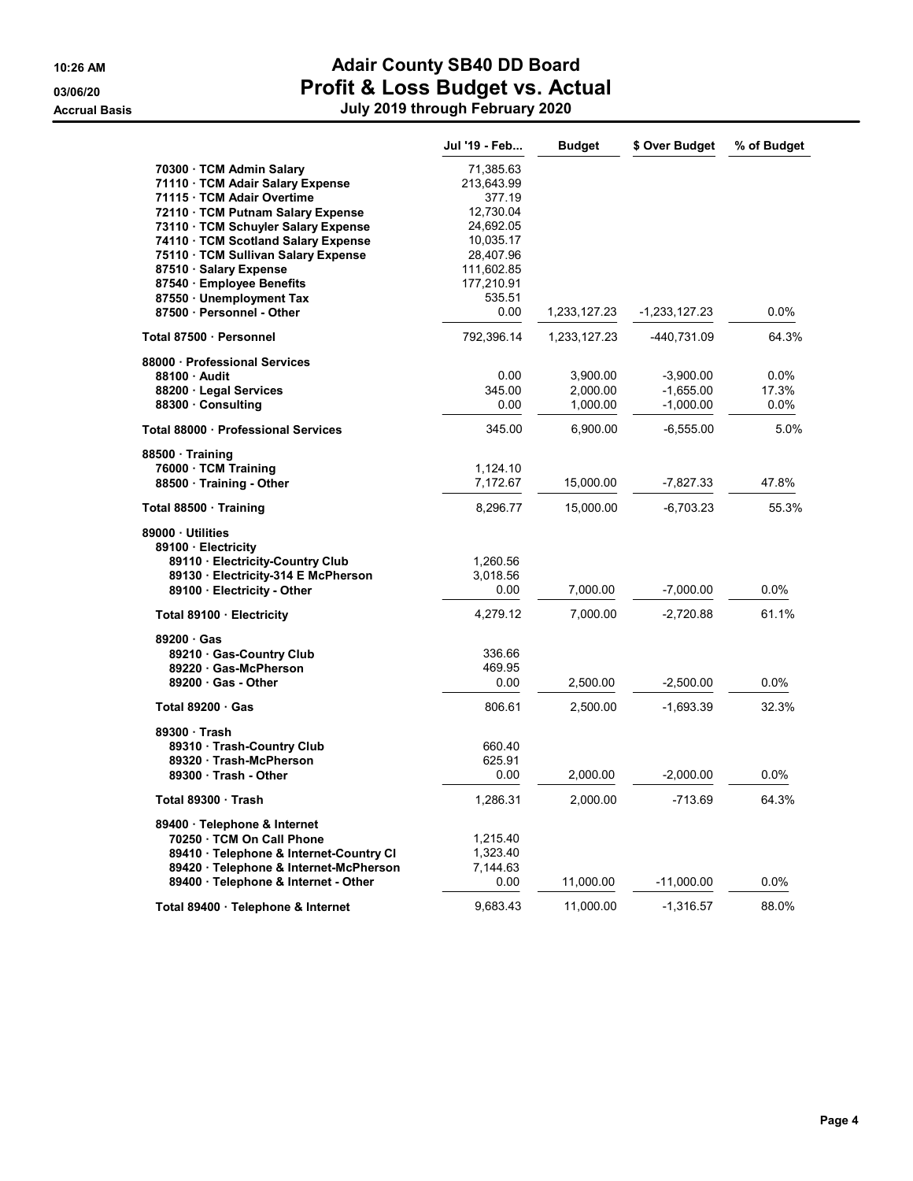# Adair County SB40 DD Board

## Profit & Loss Budget vs. Actual

### July 2019 through February 2020

10:26 AM
03/06/20
Accrual Basis

| | Jul '19 - Feb... | Budget | $ Over Budget | % of Budget |
|---|---|---|---|---|
| 70300 · TCM Admin Salary | 71,385.63 | | | |
| 71110 · TCM Adair Salary Expense | 213,643.99 | | | |
| 71115 · TCM Adair Overtime | 377.19 | | | |
| 72110 · TCM Putnam Salary Expense | 12,730.04 | | | |
| 73110 · TCM Schuyler Salary Expense | 24,692.05 | | | |
| 74110 · TCM Scotland Salary Expense | 10,035.17 | | | |
| 75110 · TCM Sullivan Salary Expense | 28,407.96 | | | |
| 87510 · Salary Expense | 111,602.85 | | | |
| 87540 · Employee Benefits | 177,210.91 | | | |
| 87550 · Unemployment Tax | 535.51 | | | |
| 87500 · Personnel - Other | 0.00 | 1,233,127.23 | -1,233,127.23 | 0.0% |
| **Total 87500 · Personnel** | 792,396.14 | 1,233,127.23 | -440,731.09 | 64.3% |
| **88000 · Professional Services** | | | | |
| 88100 · Audit | 0.00 | 3,900.00 | -3,900.00 | 0.0% |
| 88200 · Legal Services | 345.00 | 2,000.00 | -1,655.00 | 17.3% |
| 88300 · Consulting | 0.00 | 1,000.00 | -1,000.00 | 0.0% |
| **Total 88000 · Professional Services** | 345.00 | 6,900.00 | -6,555.00 | 5.0% |
| **88500 · Training** | | | | |
| 76000 · TCM Training | 1,124.10 | | | |
| 88500 · Training - Other | 7,172.67 | 15,000.00 | -7,827.33 | 47.8% |
| **Total 88500 · Training** | 8,296.77 | 15,000.00 | -6,703.23 | 55.3% |
| **89000 · Utilities** | | | | |
| **89100 · Electricity** | | | | |
| 89110 · Electricity-Country Club | 1,260.56 | | | |
| 89130 · Electricity-314 E McPherson | 3,018.56 | | | |
| 89100 · Electricity - Other | 0.00 | 7,000.00 | -7,000.00 | 0.0% |
| **Total 89100 · Electricity** | 4,279.12 | 7,000.00 | -2,720.88 | 61.1% |
| **89200 · Gas** | | | | |
| 89210 · Gas-Country Club | 336.66 | | | |
| 89220 · Gas-McPherson | 469.95 | | | |
| 89200 · Gas - Other | 0.00 | 2,500.00 | -2,500.00 | 0.0% |
| **Total 89200 · Gas** | 806.61 | 2,500.00 | -1,693.39 | 32.3% |
| **89300 · Trash** | | | | |
| 89310 · Trash-Country Club | 660.40 | | | |
| 89320 · Trash-McPherson | 625.91 | | | |
| 89300 · Trash - Other | 0.00 | 2,000.00 | -2,000.00 | 0.0% |
| **Total 89300 · Trash** | 1,286.31 | 2,000.00 | -713.69 | 64.3% |
| **89400 · Telephone & Internet** | | | | |
| 70250 · TCM On Call Phone | 1,215.40 | | | |
| 89410 · Telephone & Internet-Country Cl | 1,323.40 | | | |
| 89420 · Telephone & Internet-McPherson | 7,144.63 | | | |
| 89400 · Telephone & Internet - Other | 0.00 | 11,000.00 | -11,000.00 | 0.0% |
| **Total 89400 · Telephone & Internet** | 9,683.43 | 11,000.00 | -1,316.57 | 88.0% |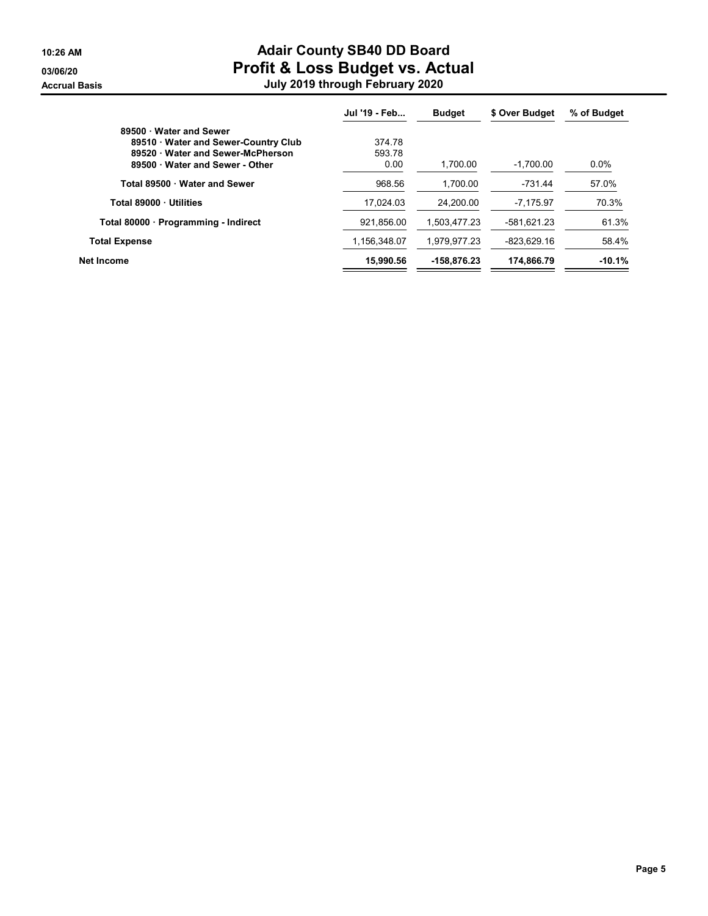# Adair County SB40 DD Board
## Profit & Loss Budget vs. Actual
### July 2019 through February 2020

10:26 AM
03/06/20
Accrual Basis

| | Jul '19 - Feb... | Budget | $ Over Budget | % of Budget |
|---|---|---|---|---|
| 89500 · Water and Sewer | | | | |
| 89510 · Water and Sewer-Country Club | 374.78 | | | |
| 89520 · Water and Sewer-McPherson | 593.78 | | | |
| 89500 · Water and Sewer - Other | 0.00 | 1,700.00 | -1,700.00 | 0.0% |
| Total 89500 · Water and Sewer | 968.56 | 1,700.00 | -731.44 | 57.0% |
| Total 89000 · Utilities | 17,024.03 | 24,200.00 | -7,175.97 | 70.3% |
| Total 80000 · Programming - Indirect | 921,856.00 | 1,503,477.23 | -581,621.23 | 61.3% |
| Total Expense | 1,156,348.07 | 1,979,977.23 | -823,629.16 | 58.4% |
| **Net Income** | **15,990.56** | **-158,876.23** | **174,866.79** | **-10.1%** |